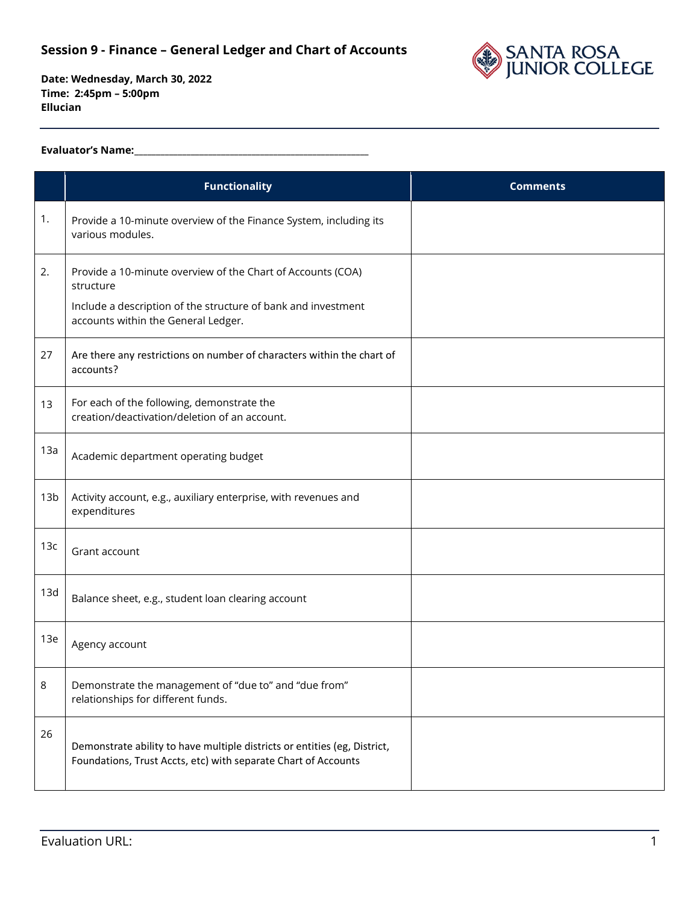## Session 9 - Finance – General Ledger and Chart of Accounts

**Date: Wednesday, March 30, 2022**
**Time: 2:45pm – 5:00pm**
**Ellucian**

**Evaluator's Name:**\_\_\_\_\_\_\_\_\_\_\_\_\_\_\_\_\_\_\_\_\_\_\_\_\_\_\_\_\_\_\_\_\_\_\_\_\_\_\_\_\_\_\_\_\_\_\_\_

| | Functionality | Comments |
|---|---|---|
| 1. | Provide a 10-minute overview of the Finance System, including its various modules. | |
| 2. | Provide a 10-minute overview of the Chart of Accounts (COA) structure<br><br>Include a description of the structure of bank and investment accounts within the General Ledger. | |
| 27 | Are there any restrictions on number of characters within the chart of accounts? | |
| 13 | For each of the following, demonstrate the creation/deactivation/deletion of an account. | |
| 13a | Academic department operating budget | |
| 13b | Activity account, e.g., auxiliary enterprise, with revenues and expenditures | |
| 13c | Grant account | |
| 13d | Balance sheet, e.g., student loan clearing account | |
| 13e | Agency account | |
| 8 | Demonstrate the management of "due to" and "due from" relationships for different funds. | |
| 26 | Demonstrate ability to have multiple districts or entities (eg, District, Foundations, Trust Accts, etc) with separate Chart of Accounts | |

Evaluation URL: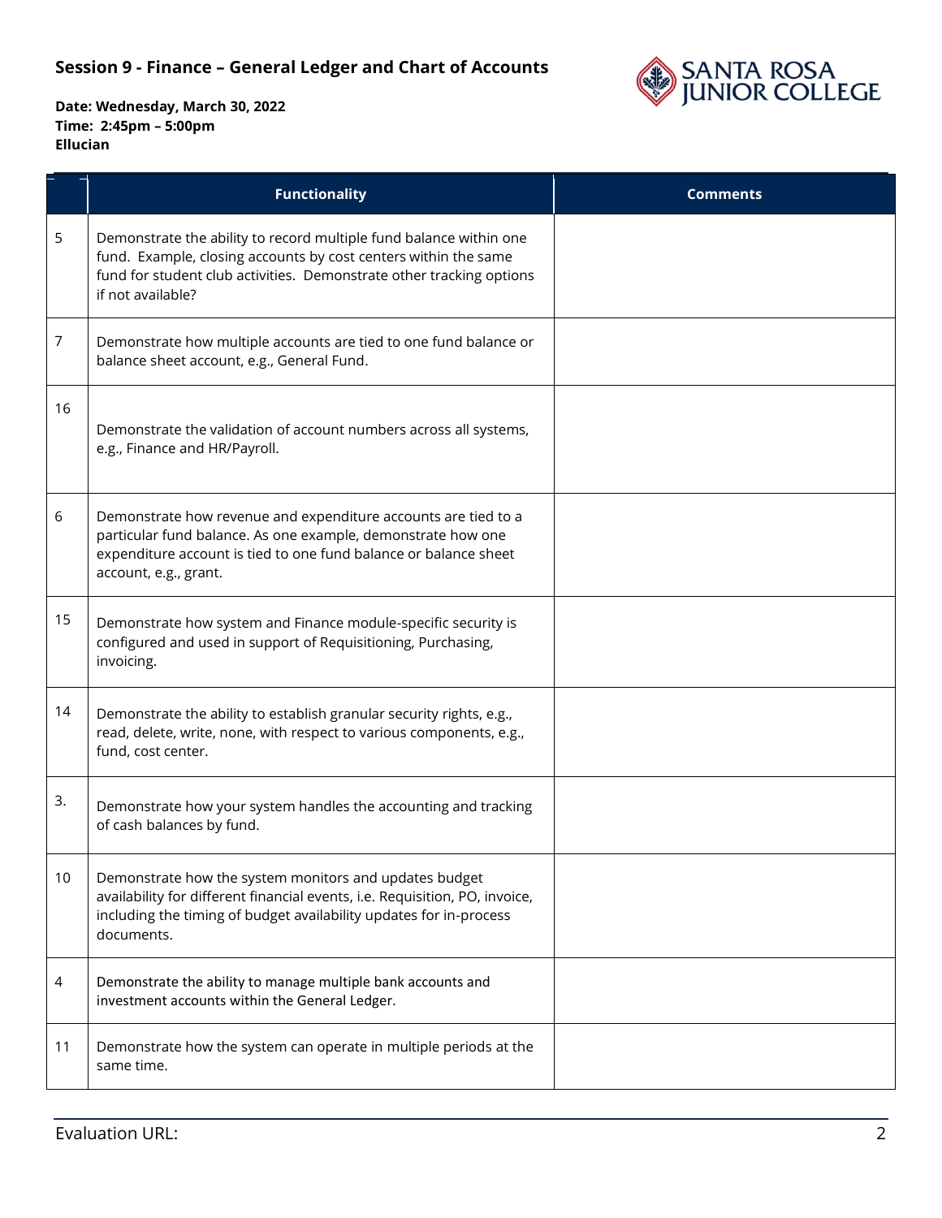**Session 9 - Finance – General Ledger and Chart of Accounts**

**Date: Wednesday, March 30, 2022**
**Time: 2:45pm – 5:00pm**
**Ellucian**

| | Functionality | Comments |
|---|---|---|
| 5 | Demonstrate the ability to record multiple fund balance within one fund. Example, closing accounts by cost centers within the same fund for student club activities. Demonstrate other tracking options if not available? | |
| 7 | Demonstrate how multiple accounts are tied to one fund balance or balance sheet account, e.g., General Fund. | |
| 16 | Demonstrate the validation of account numbers across all systems, e.g., Finance and HR/Payroll. | |
| 6 | Demonstrate how revenue and expenditure accounts are tied to a particular fund balance. As one example, demonstrate how one expenditure account is tied to one fund balance or balance sheet account, e.g., grant. | |
| 15 | Demonstrate how system and Finance module-specific security is configured and used in support of Requisitioning, Purchasing, invoicing. | |
| 14 | Demonstrate the ability to establish granular security rights, e.g., read, delete, write, none, with respect to various components, e.g., fund, cost center. | |
| 3. | Demonstrate how your system handles the accounting and tracking of cash balances by fund. | |
| 10 | Demonstrate how the system monitors and updates budget availability for different financial events, i.e. Requisition, PO, invoice, including the timing of budget availability updates for in-process documents. | |
| 4 | Demonstrate the ability to manage multiple bank accounts and investment accounts within the General Ledger. | |
| 11 | Demonstrate how the system can operate in multiple periods at the same time. | |

Evaluation URL: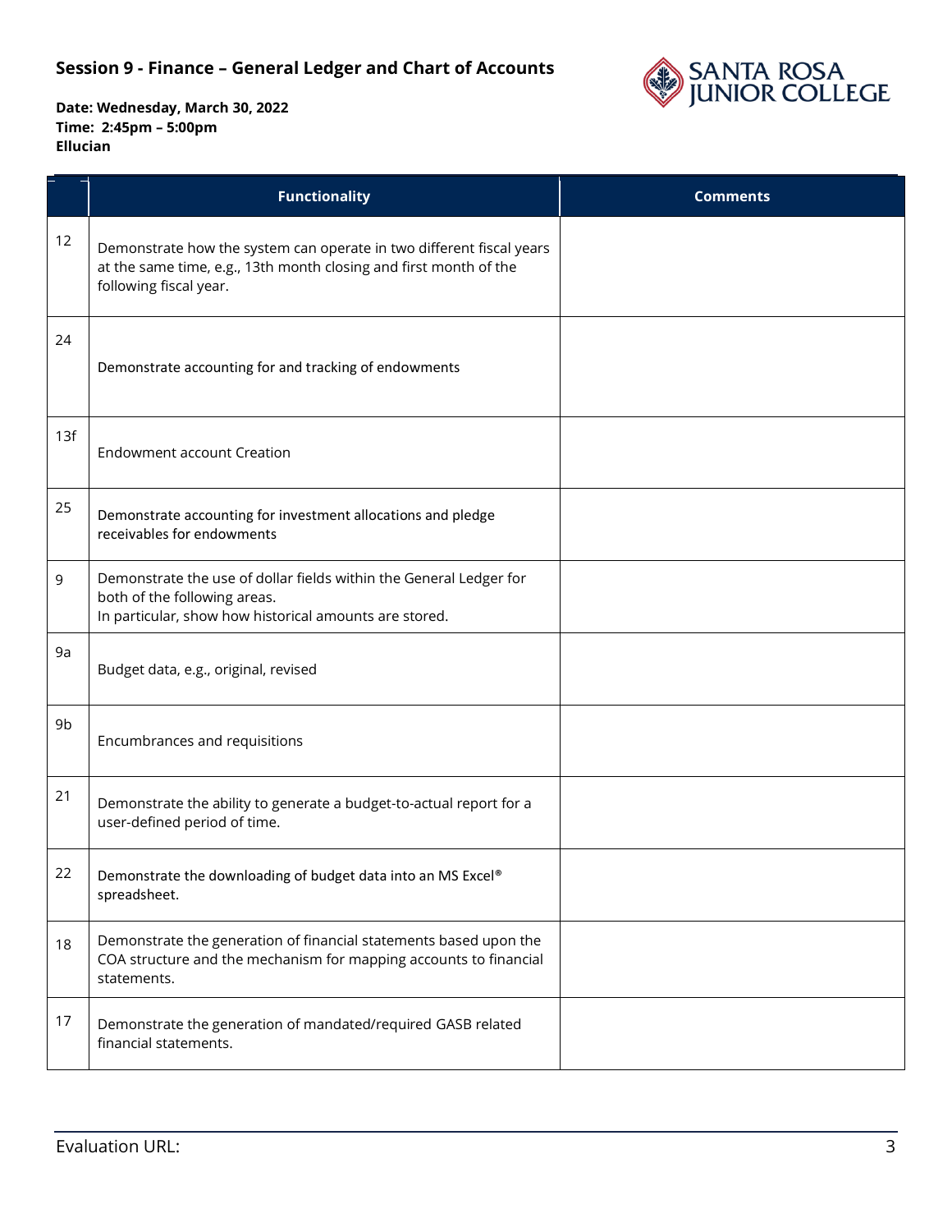**Session 9 - Finance – General Ledger and Chart of Accounts**

**Date: Wednesday, March 30, 2022**
**Time: 2:45pm – 5:00pm**
**Ellucian**

| | Functionality | Comments |
|---|---|---|
| 12 | Demonstrate how the system can operate in two different fiscal years at the same time, e.g., 13th month closing and first month of the following fiscal year. | |
| 24 | Demonstrate accounting for and tracking of endowments | |
| 13f | Endowment account Creation | |
| 25 | Demonstrate accounting for investment allocations and pledge receivables for endowments | |
| 9 | Demonstrate the use of dollar fields within the General Ledger for both of the following areas. In particular, show how historical amounts are stored. | |
| 9a | Budget data, e.g., original, revised | |
| 9b | Encumbrances and requisitions | |
| 21 | Demonstrate the ability to generate a budget-to-actual report for a user-defined period of time. | |
| 22 | Demonstrate the downloading of budget data into an MS Excel® spreadsheet. | |
| 18 | Demonstrate the generation of financial statements based upon the COA structure and the mechanism for mapping accounts to financial statements. | |
| 17 | Demonstrate the generation of mandated/required GASB related financial statements. | |

Evaluation URL: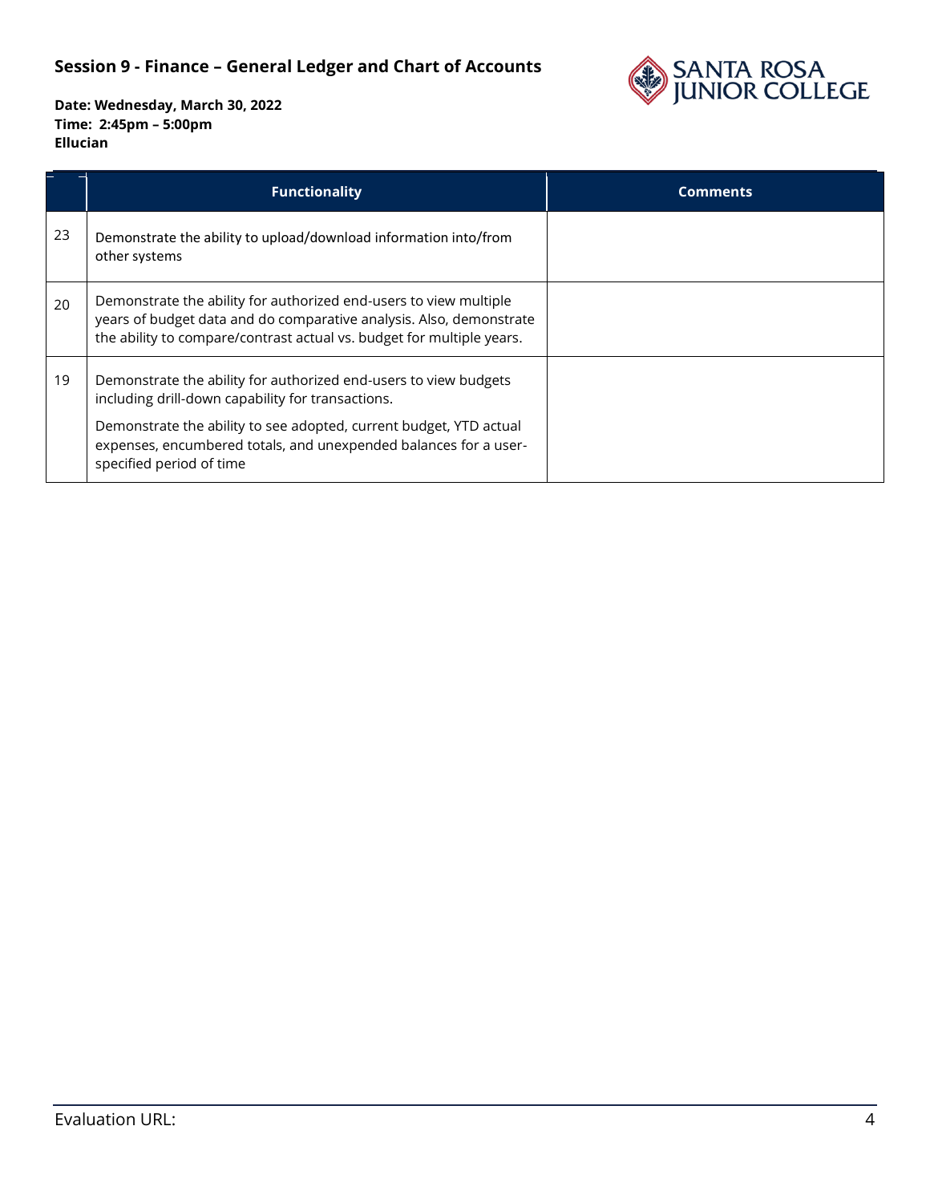**Session 9 - Finance – General Ledger and Chart of Accounts**

**Date: Wednesday, March 30, 2022**
**Time: 2:45pm – 5:00pm**
**Ellucian**

| | Functionality | Comments |
|---|---|---|
| 23 | Demonstrate the ability to upload/download information into/from other systems | |
| 20 | Demonstrate the ability for authorized end-users to view multiple years of budget data and do comparative analysis. Also, demonstrate the ability to compare/contrast actual vs. budget for multiple years. | |
| 19 | Demonstrate the ability for authorized end-users to view budgets including drill-down capability for transactions.<br><br>Demonstrate the ability to see adopted, current budget, YTD actual expenses, encumbered totals, and unexpended balances for a user-specified period of time | |

Evaluation URL: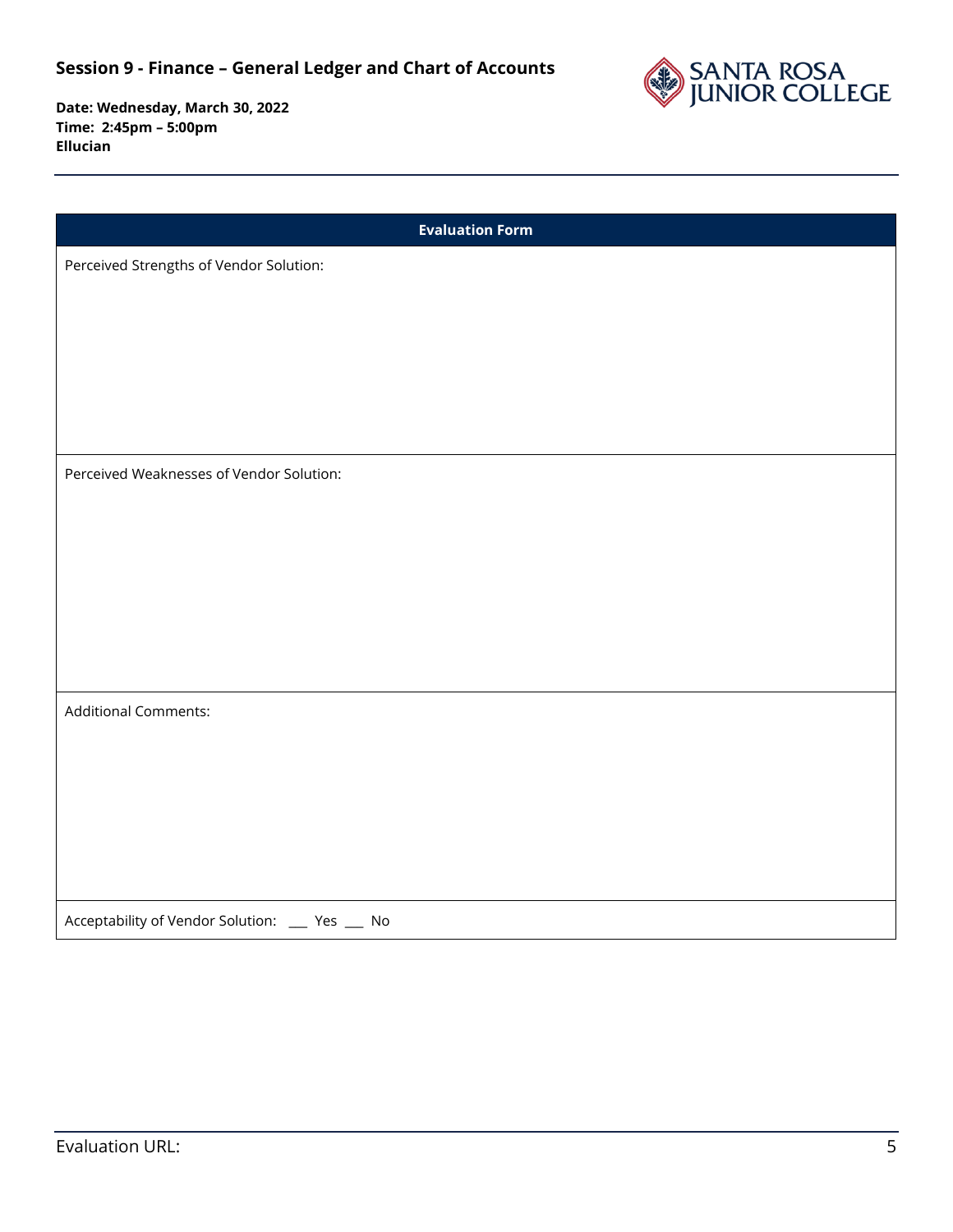**Session 9 - Finance – General Ledger and Chart of Accounts**

**Date: Wednesday, March 30, 2022**
**Time: 2:45pm – 5:00pm**
**Ellucian**

| Evaluation Form |
| --- |
| Perceived Strengths of Vendor Solution: |
| Perceived Weaknesses of Vendor Solution: |
| Additional Comments: |
| Acceptability of Vendor Solution: ___ Yes ___ No |

Evaluation URL: